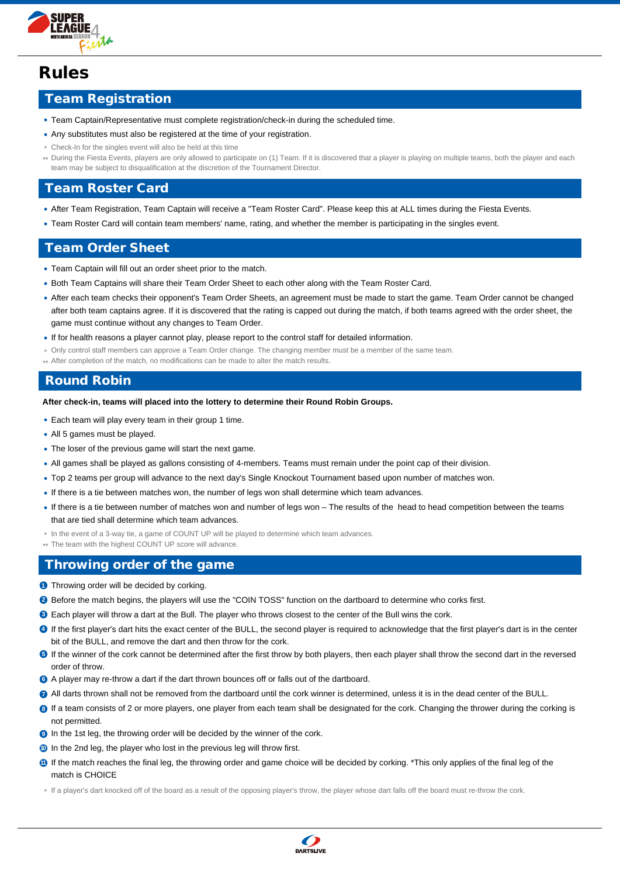# Rules

## Team Registration

- Team Captain/Representative must complete registration/check-in during the scheduled time.
- Any substitutes must also be registered at the time of your registration.

\* Check-In for the singles event will also be held at this time

\*\* During the Fiesta Events, players are only allowed to participate on (1) Team. If it is discovered that a player is playing on multiple teams, both the player and each team may be subject to disqualification at the discretion of the Tournament Director.

## Team Roster Card

- After Team Registration, Team Captain will receive a "Team Roster Card". Please keep this at ALL times during the Fiesta Events.
- Team Roster Card will contain team members' name, rating, and whether the member is participating in the singles event.

## Team Order Sheet

- Team Captain will fill out an order sheet prior to the match.
- Both Team Captains will share their Team Order Sheet to each other along with the Team Roster Card.
- After each team checks their opponent's Team Order Sheets, an agreement must be made to start the game. Team Order cannot be changed after both team captains agree. If it is discovered that the rating is capped out during the match, if both teams agreed with the order sheet, the game must continue without any changes to Team Order.
- If for health reasons a player cannot play, please report to the control staff for detailed information.

\* Only control staff members can approve a Team Order change. The changing member must be a member of the same team.

\*\* After completion of the match, no modifications can be made to alter the match results.

## Round Robin

**After check-in, teams will placed into the lottery to determine their Round Robin Groups.**

- Each team will play every team in their group 1 time.
- All 5 games must be played.
- The loser of the previous game will start the next game.
- All games shall be played as gallons consisting of 4-members. Teams must remain under the point cap of their division.
- Top 2 teams per group will advance to the next day's Single Knockout Tournament based upon number of matches won.
- If there is a tie between matches won, the number of legs won shall determine which team advances.
- If there is a tie between number of matches won and number of legs won – The results of the head to head competition between the teams that are tied shall determine which team advances.

\* In the event of a 3-way tie, a game of COUNT UP will be played to determine which team advances.

\*\* The team with the highest COUNT UP score will advance.

## Throwing order of the game

1. Throwing order will be decided by corking.
2. Before the match begins, the players will use the "COIN TOSS" function on the dartboard to determine who corks first.
3. Each player will throw a dart at the Bull. The player who throws closest to the center of the Bull wins the cork.
4. If the first player's dart hits the exact center of the BULL, the second player is required to acknowledge that the first player's dart is in the center bit of the BULL, and remove the dart and then throw for the cork.
5. If the winner of the cork cannot be determined after the first throw by both players, then each player shall throw the second dart in the reversed order of throw.
6. A player may re-throw a dart if the dart thrown bounces off or falls out of the dartboard.
7. All darts thrown shall not be removed from the dartboard until the cork winner is determined, unless it is in the dead center of the BULL.
8. If a team consists of 2 or more players, one player from each team shall be designated for the cork. Changing the thrower during the corking is not permitted.
9. In the 1st leg, the throwing order will be decided by the winner of the cork.
10. In the 2nd leg, the player who lost in the previous leg will throw first.
11. If the match reaches the final leg, the throwing order and game choice will be decided by corking. \*This only applies of the final leg of the match is CHOICE

\* If a player's dart knocked off of the board as a result of the opposing player's throw, the player whose dart falls off the board must re-throw the cork.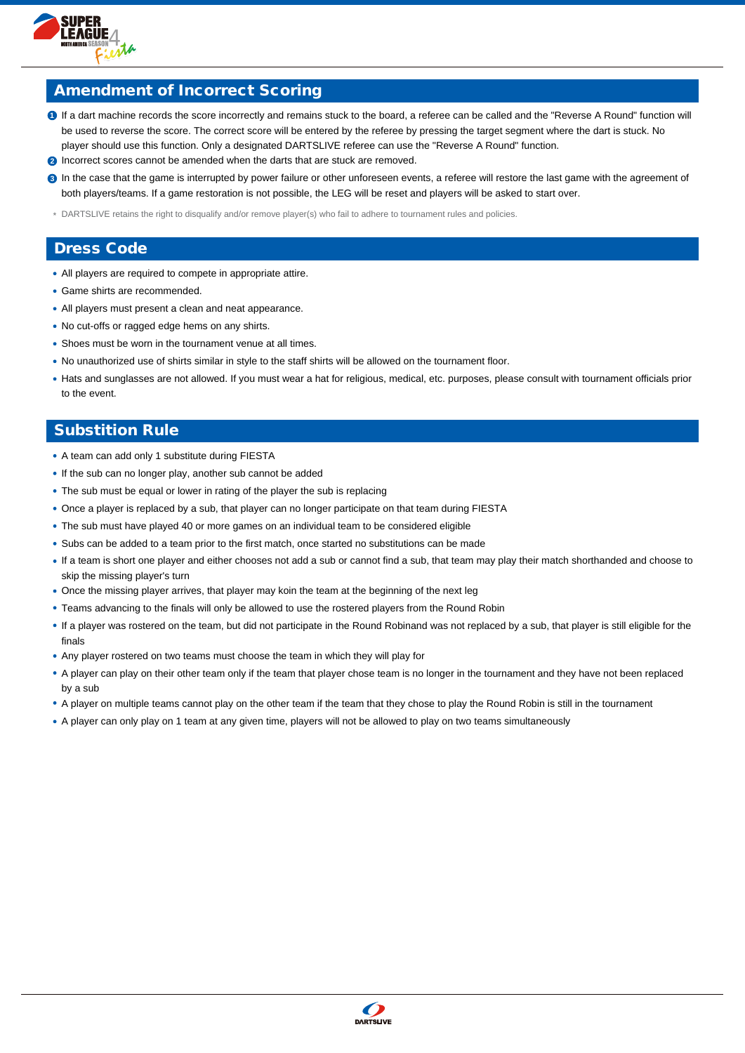## Amendment of Incorrect Scoring

1. If a dart machine records the score incorrectly and remains stuck to the board, a referee can be called and the "Reverse A Round" function will be used to reverse the score. The correct score will be entered by the referee by pressing the target segment where the dart is stuck. No player should use this function. Only a designated DARTSLIVE referee can use the "Reverse A Round" function.
2. Incorrect scores cannot be amended when the darts that are stuck are removed.
3. In the case that the game is interrupted by power failure or other unforeseen events, a referee will restore the last game with the agreement of both players/teams. If a game restoration is not possible, the LEG will be reset and players will be asked to start over.

* DARTSLIVE retains the right to disqualify and/or remove player(s) who fail to adhere to tournament rules and policies.

## Dress Code

- All players are required to compete in appropriate attire.
- Game shirts are recommended.
- All players must present a clean and neat appearance.
- No cut-offs or ragged edge hems on any shirts.
- Shoes must be worn in the tournament venue at all times.
- No unauthorized use of shirts similar in style to the staff shirts will be allowed on the tournament floor.
- Hats and sunglasses are not allowed. If you must wear a hat for religious, medical, etc. purposes, please consult with tournament officials prior to the event.

## Substition Rule

- A team can add only 1 substitute during FIESTA
- If the sub can no longer play, another sub cannot be added
- The sub must be equal or lower in rating of the player the sub is replacing
- Once a player is replaced by a sub, that player can no longer participate on that team during FIESTA
- The sub must have played 40 or more games on an individual team to be considered eligible
- Subs can be added to a team prior to the first match, once started no substitutions can be made
- If a team is short one player and either chooses not add a sub or cannot find a sub, that team may play their match shorthanded and choose to skip the missing player's turn
- Once the missing player arrives, that player may koin the team at the beginning of the next leg
- Teams advancing to the finals will only be allowed to use the rostered players from the Round Robin
- If a player was rostered on the team, but did not participate in the Round Robinand was not replaced by a sub, that player is still eligible for the finals
- Any player rostered on two teams must choose the team in which they will play for
- A player can play on their other team only if the team that player chose team is no longer in the tournament and they have not been replaced by a sub
- A player on multiple teams cannot play on the other team if the team that they chose to play the Round Robin is still in the tournament
- A player can only play on 1 team at any given time, players will not be allowed to play on two teams simultaneously